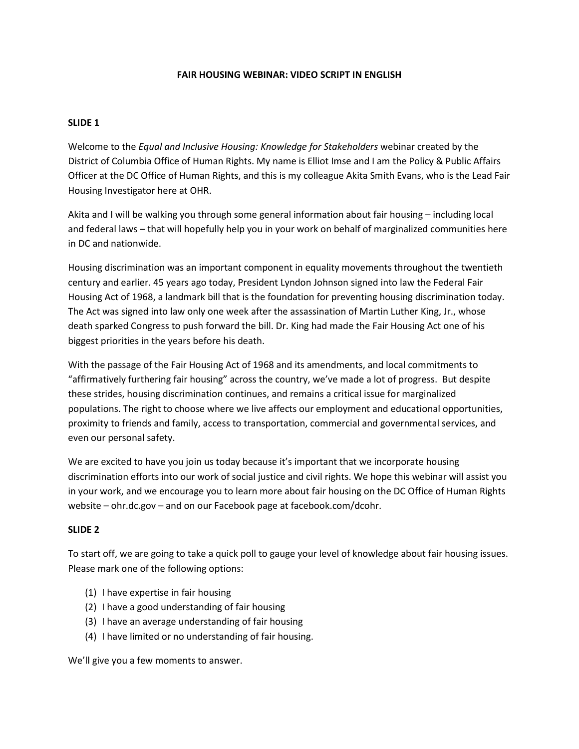# FAIR HOUSING WEBINAR: VIDEO SCRIPT IN ENGLISH

## SLIDE 1

Welcome to the *Equal and Inclusive Housing: Knowledge for Stakeholders* webinar created by the District of Columbia Office of Human Rights. My name is Elliot Imse and I am the Policy & Public Affairs Officer at the DC Office of Human Rights, and this is my colleague Akita Smith Evans, who is the Lead Fair Housing Investigator here at OHR.

Akita and I will be walking you through some general information about fair housing – including local and federal laws – that will hopefully help you in your work on behalf of marginalized communities here in DC and nationwide.

Housing discrimination was an important component in equality movements throughout the twentieth century and earlier. 45 years ago today, President Lyndon Johnson signed into law the Federal Fair Housing Act of 1968, a landmark bill that is the foundation for preventing housing discrimination today. The Act was signed into law only one week after the assassination of Martin Luther King, Jr., whose death sparked Congress to push forward the bill. Dr. King had made the Fair Housing Act one of his biggest priorities in the years before his death.

With the passage of the Fair Housing Act of 1968 and its amendments, and local commitments to "affirmatively furthering fair housing" across the country, we've made a lot of progress. But despite these strides, housing discrimination continues, and remains a critical issue for marginalized populations. The right to choose where we live affects our employment and educational opportunities, proximity to friends and family, access to transportation, commercial and governmental services, and even our personal safety.

We are excited to have you join us today because it's important that we incorporate housing discrimination efforts into our work of social justice and civil rights. We hope this webinar will assist you in your work, and we encourage you to learn more about fair housing on the DC Office of Human Rights website – ohr.dc.gov – and on our Facebook page at facebook.com/dcohr.

## SLIDE 2

To start off, we are going to take a quick poll to gauge your level of knowledge about fair housing issues. Please mark one of the following options:

(1) I have expertise in fair housing
(2) I have a good understanding of fair housing
(3) I have an average understanding of fair housing
(4) I have limited or no understanding of fair housing.

We'll give you a few moments to answer.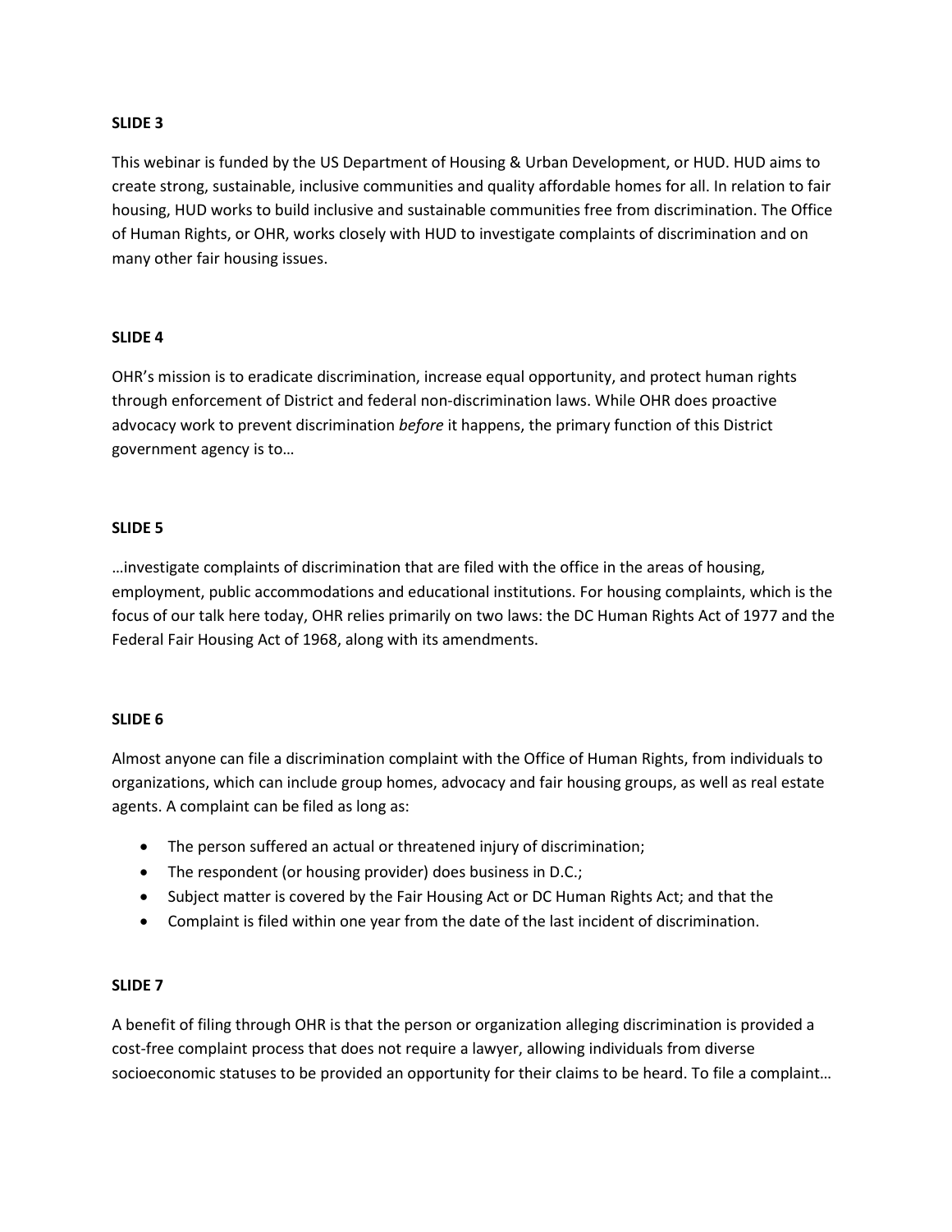**SLIDE 3**

This webinar is funded by the US Department of Housing & Urban Development, or HUD. HUD aims to create strong, sustainable, inclusive communities and quality affordable homes for all. In relation to fair housing, HUD works to build inclusive and sustainable communities free from discrimination. The Office of Human Rights, or OHR, works closely with HUD to investigate complaints of discrimination and on many other fair housing issues.

**SLIDE 4**

OHR's mission is to eradicate discrimination, increase equal opportunity, and protect human rights through enforcement of District and federal non-discrimination laws. While OHR does proactive advocacy work to prevent discrimination *before* it happens, the primary function of this District government agency is to…

**SLIDE 5**

…investigate complaints of discrimination that are filed with the office in the areas of housing, employment, public accommodations and educational institutions. For housing complaints, which is the focus of our talk here today, OHR relies primarily on two laws: the DC Human Rights Act of 1977 and the Federal Fair Housing Act of 1968, along with its amendments.

**SLIDE 6**

Almost anyone can file a discrimination complaint with the Office of Human Rights, from individuals to organizations, which can include group homes, advocacy and fair housing groups, as well as real estate agents. A complaint can be filed as long as:

- The person suffered an actual or threatened injury of discrimination;
- The respondent (or housing provider) does business in D.C.;
- Subject matter is covered by the Fair Housing Act or DC Human Rights Act; and that the
- Complaint is filed within one year from the date of the last incident of discrimination.

**SLIDE 7**

A benefit of filing through OHR is that the person or organization alleging discrimination is provided a cost-free complaint process that does not require a lawyer, allowing individuals from diverse socioeconomic statuses to be provided an opportunity for their claims to be heard. To file a complaint…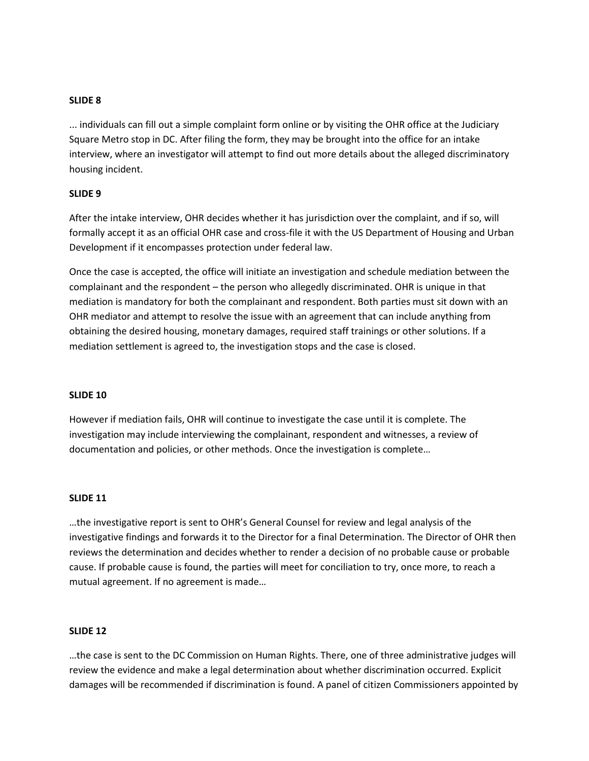**SLIDE 8**

... individuals can fill out a simple complaint form online or by visiting the OHR office at the Judiciary Square Metro stop in DC. After filing the form, they may be brought into the office for an intake interview, where an investigator will attempt to find out more details about the alleged discriminatory housing incident.

**SLIDE 9**

After the intake interview, OHR decides whether it has jurisdiction over the complaint, and if so, will formally accept it as an official OHR case and cross-file it with the US Department of Housing and Urban Development if it encompasses protection under federal law.

Once the case is accepted, the office will initiate an investigation and schedule mediation between the complainant and the respondent – the person who allegedly discriminated. OHR is unique in that mediation is mandatory for both the complainant and respondent. Both parties must sit down with an OHR mediator and attempt to resolve the issue with an agreement that can include anything from obtaining the desired housing, monetary damages, required staff trainings or other solutions. If a mediation settlement is agreed to, the investigation stops and the case is closed.

**SLIDE 10**

However if mediation fails, OHR will continue to investigate the case until it is complete. The investigation may include interviewing the complainant, respondent and witnesses, a review of documentation and policies, or other methods. Once the investigation is complete…

**SLIDE 11**

…the investigative report is sent to OHR's General Counsel for review and legal analysis of the investigative findings and forwards it to the Director for a final Determination. The Director of OHR then reviews the determination and decides whether to render a decision of no probable cause or probable cause. If probable cause is found, the parties will meet for conciliation to try, once more, to reach a mutual agreement. If no agreement is made…

**SLIDE 12**

…the case is sent to the DC Commission on Human Rights. There, one of three administrative judges will review the evidence and make a legal determination about whether discrimination occurred. Explicit damages will be recommended if discrimination is found. A panel of citizen Commissioners appointed by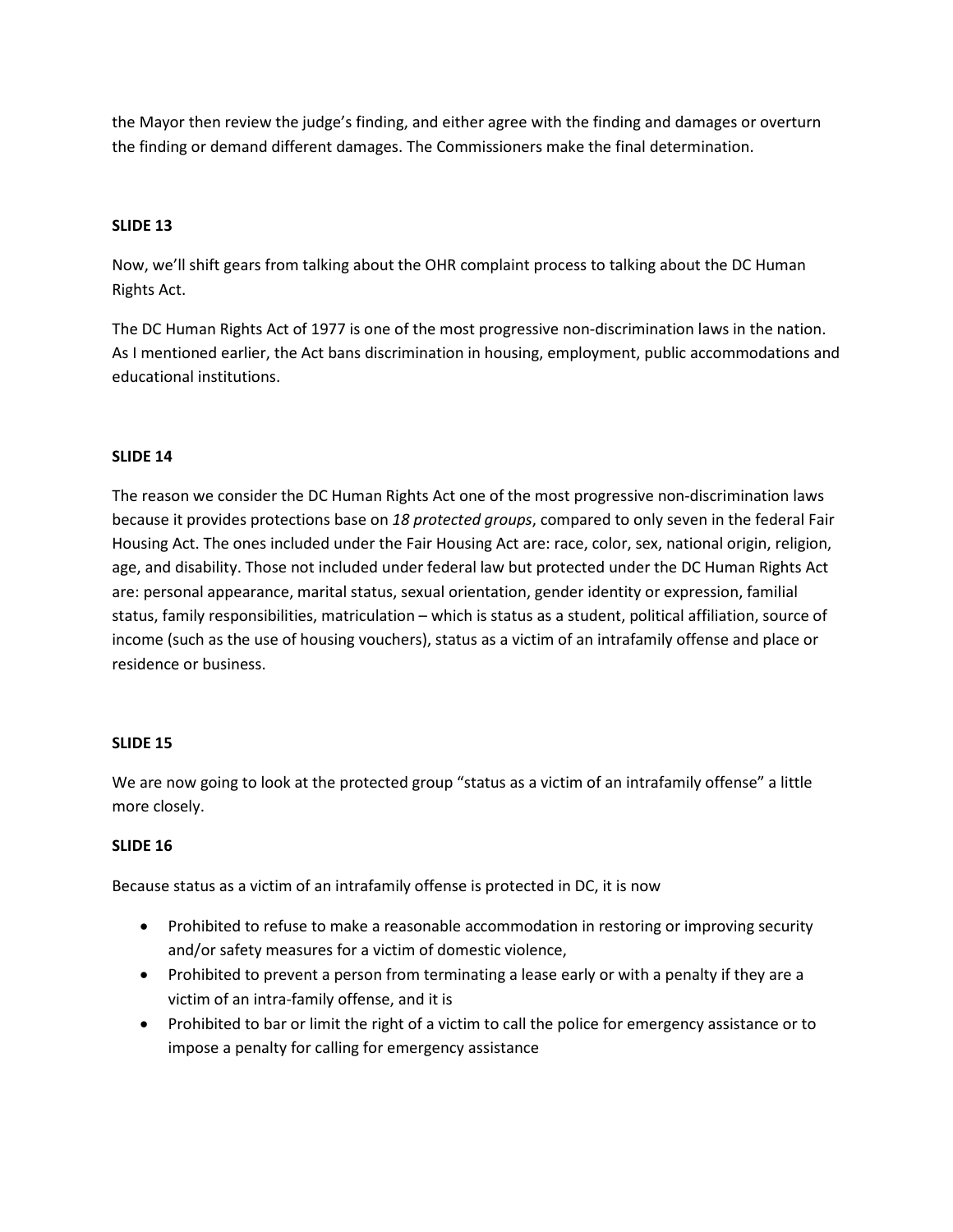the Mayor then review the judge's finding, and either agree with the finding and damages or overturn the finding or demand different damages. The Commissioners make the final determination.

**SLIDE 13**

Now, we'll shift gears from talking about the OHR complaint process to talking about the DC Human Rights Act.

The DC Human Rights Act of 1977 is one of the most progressive non-discrimination laws in the nation. As I mentioned earlier, the Act bans discrimination in housing, employment, public accommodations and educational institutions.

**SLIDE 14**

The reason we consider the DC Human Rights Act one of the most progressive non-discrimination laws because it provides protections base on *18 protected groups*, compared to only seven in the federal Fair Housing Act. The ones included under the Fair Housing Act are: race, color, sex, national origin, religion, age, and disability. Those not included under federal law but protected under the DC Human Rights Act are: personal appearance, marital status, sexual orientation, gender identity or expression, familial status, family responsibilities, matriculation – which is status as a student, political affiliation, source of income (such as the use of housing vouchers), status as a victim of an intrafamily offense and place or residence or business.

**SLIDE 15**

We are now going to look at the protected group "status as a victim of an intrafamily offense" a little more closely.

**SLIDE 16**

Because status as a victim of an intrafamily offense is protected in DC, it is now

- Prohibited to refuse to make a reasonable accommodation in restoring or improving security and/or safety measures for a victim of domestic violence,
- Prohibited to prevent a person from terminating a lease early or with a penalty if they are a victim of an intra-family offense, and it is
- Prohibited to bar or limit the right of a victim to call the police for emergency assistance or to impose a penalty for calling for emergency assistance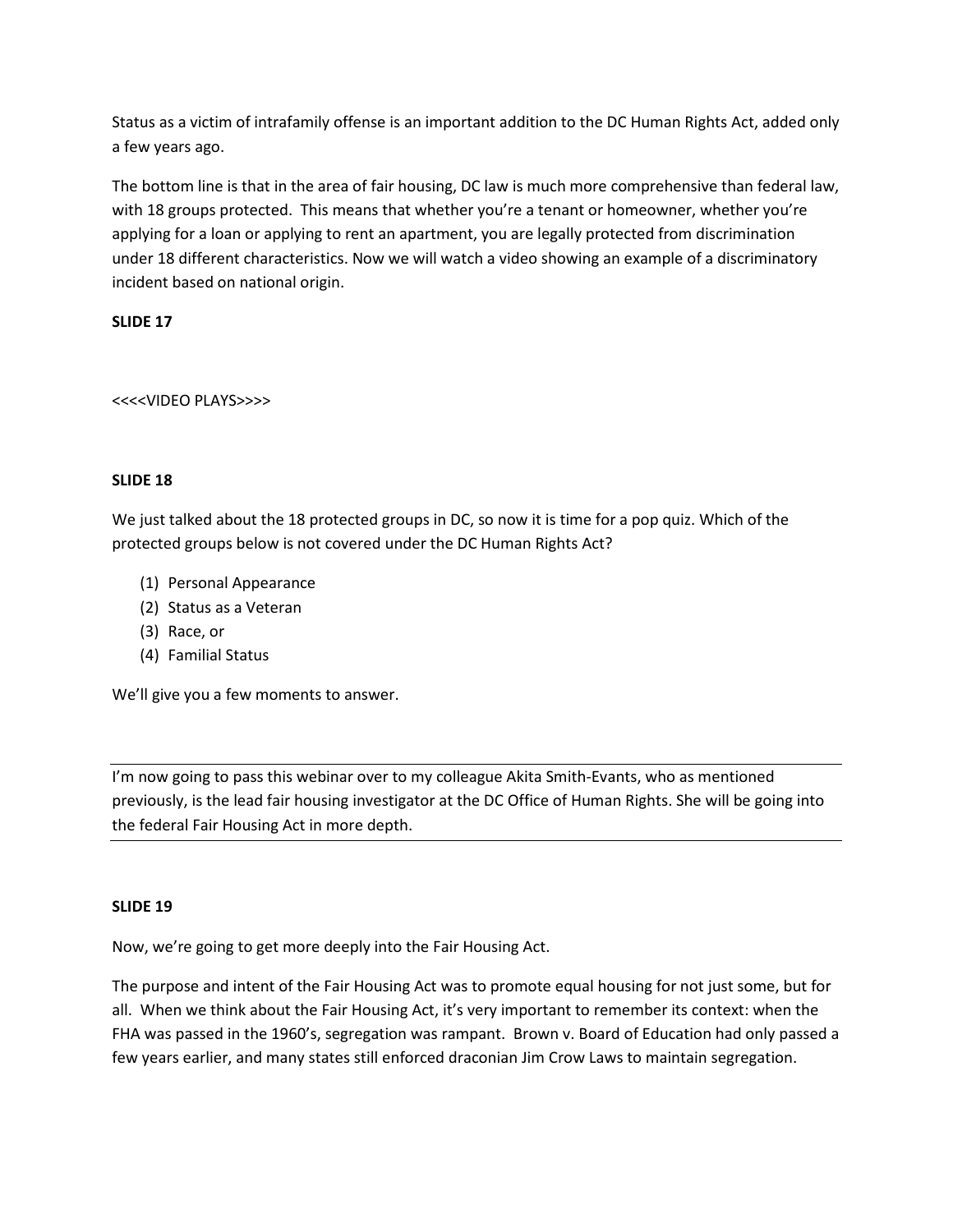Status as a victim of intrafamily offense is an important addition to the DC Human Rights Act, added only a few years ago.

The bottom line is that in the area of fair housing, DC law is much more comprehensive than federal law, with 18 groups protected. This means that whether you're a tenant or homeowner, whether you're applying for a loan or applying to rent an apartment, you are legally protected from discrimination under 18 different characteristics. Now we will watch a video showing an example of a discriminatory incident based on national origin.

**SLIDE 17**

<<<<VIDEO PLAYS>>>>

**SLIDE 18**

We just talked about the 18 protected groups in DC, so now it is time for a pop quiz. Which of the protected groups below is not covered under the DC Human Rights Act?

(1) Personal Appearance
(2) Status as a Veteran
(3) Race, or
(4) Familial Status

We'll give you a few moments to answer.

---

I'm now going to pass this webinar over to my colleague Akita Smith-Evants, who as mentioned previously, is the lead fair housing investigator at the DC Office of Human Rights. She will be going into the federal Fair Housing Act in more depth.

---

**SLIDE 19**

Now, we're going to get more deeply into the Fair Housing Act.

The purpose and intent of the Fair Housing Act was to promote equal housing for not just some, but for all. When we think about the Fair Housing Act, it's very important to remember its context: when the FHA was passed in the 1960's, segregation was rampant. Brown v. Board of Education had only passed a few years earlier, and many states still enforced draconian Jim Crow Laws to maintain segregation.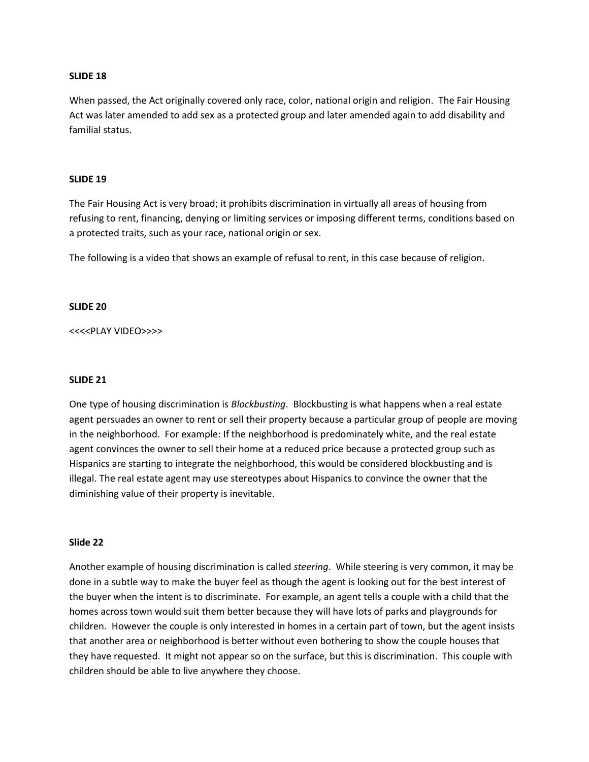**SLIDE 18**

When passed, the Act originally covered only race, color, national origin and religion. The Fair Housing Act was later amended to add sex as a protected group and later amended again to add disability and familial status.

**SLIDE 19**

The Fair Housing Act is very broad; it prohibits discrimination in virtually all areas of housing from refusing to rent, financing, denying or limiting services or imposing different terms, conditions based on a protected traits, such as your race, national origin or sex.

The following is a video that shows an example of refusal to rent, in this case because of religion.

**SLIDE 20**

<<<<PLAY VIDEO>>>>

**SLIDE 21**

One type of housing discrimination is *Blockbusting*. Blockbusting is what happens when a real estate agent persuades an owner to rent or sell their property because a particular group of people are moving in the neighborhood. For example: If the neighborhood is predominately white, and the real estate agent convinces the owner to sell their home at a reduced price because a protected group such as Hispanics are starting to integrate the neighborhood, this would be considered blockbusting and is illegal. The real estate agent may use stereotypes about Hispanics to convince the owner that the diminishing value of their property is inevitable.

**Slide 22**

Another example of housing discrimination is called *steering*. While steering is very common, it may be done in a subtle way to make the buyer feel as though the agent is looking out for the best interest of the buyer when the intent is to discriminate. For example, an agent tells a couple with a child that the homes across town would suit them better because they will have lots of parks and playgrounds for children. However the couple is only interested in homes in a certain part of town, but the agent insists that another area or neighborhood is better without even bothering to show the couple houses that they have requested. It might not appear so on the surface, but this is discrimination. This couple with children should be able to live anywhere they choose.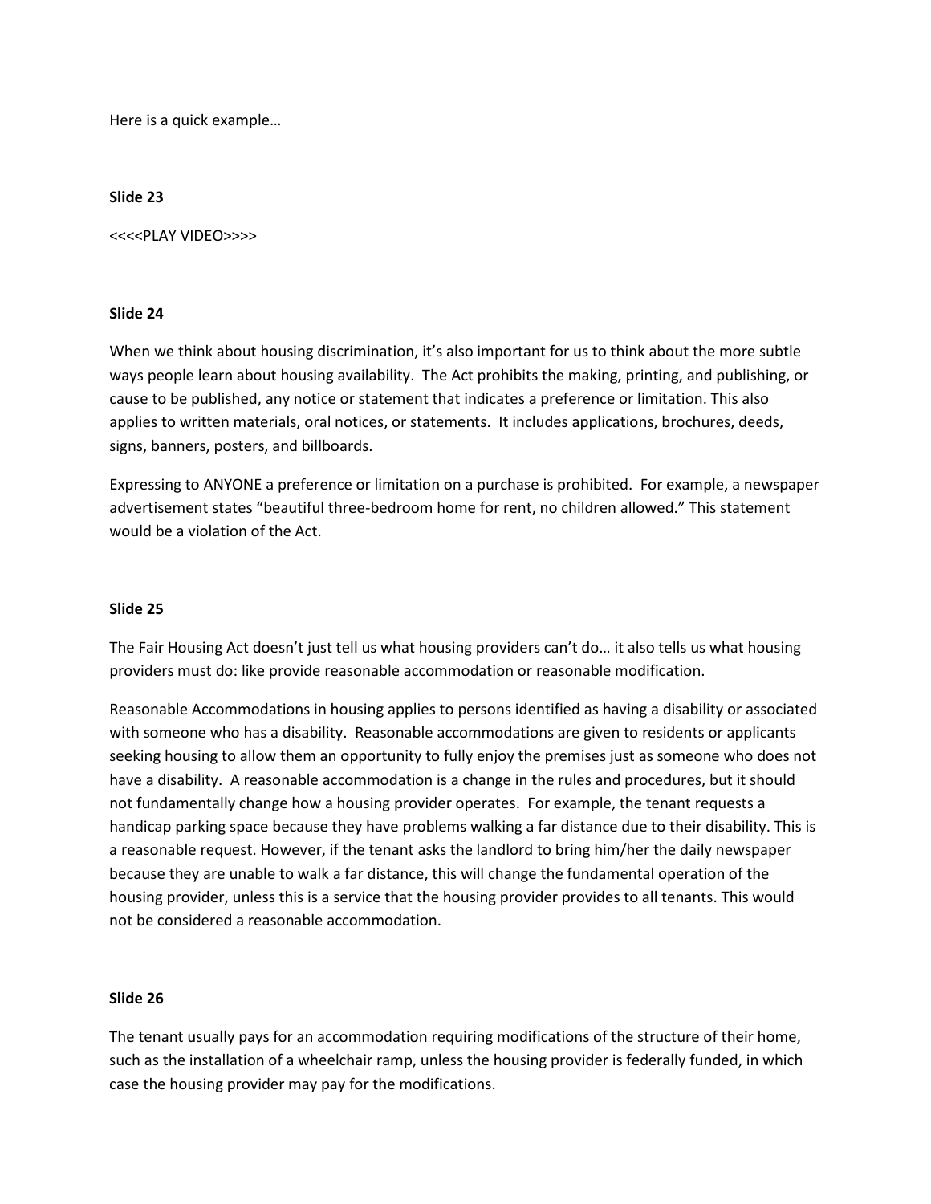Here is a quick example…

**Slide 23**

<<<<PLAY VIDEO>>>>

**Slide 24**

When we think about housing discrimination, it's also important for us to think about the more subtle ways people learn about housing availability. The Act prohibits the making, printing, and publishing, or cause to be published, any notice or statement that indicates a preference or limitation. This also applies to written materials, oral notices, or statements. It includes applications, brochures, deeds, signs, banners, posters, and billboards.

Expressing to ANYONE a preference or limitation on a purchase is prohibited. For example, a newspaper advertisement states "beautiful three-bedroom home for rent, no children allowed." This statement would be a violation of the Act.

**Slide 25**

The Fair Housing Act doesn't just tell us what housing providers can't do… it also tells us what housing providers must do: like provide reasonable accommodation or reasonable modification.

Reasonable Accommodations in housing applies to persons identified as having a disability or associated with someone who has a disability. Reasonable accommodations are given to residents or applicants seeking housing to allow them an opportunity to fully enjoy the premises just as someone who does not have a disability. A reasonable accommodation is a change in the rules and procedures, but it should not fundamentally change how a housing provider operates. For example, the tenant requests a handicap parking space because they have problems walking a far distance due to their disability. This is a reasonable request. However, if the tenant asks the landlord to bring him/her the daily newspaper because they are unable to walk a far distance, this will change the fundamental operation of the housing provider, unless this is a service that the housing provider provides to all tenants. This would not be considered a reasonable accommodation.

**Slide 26**

The tenant usually pays for an accommodation requiring modifications of the structure of their home, such as the installation of a wheelchair ramp, unless the housing provider is federally funded, in which case the housing provider may pay for the modifications.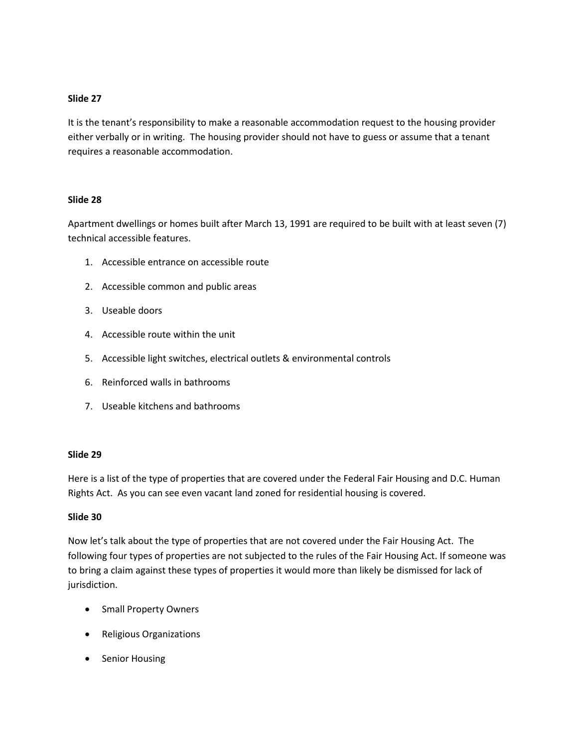**Slide 27**

It is the tenant's responsibility to make a reasonable accommodation request to the housing provider either verbally or in writing. The housing provider should not have to guess or assume that a tenant requires a reasonable accommodation.

**Slide 28**

Apartment dwellings or homes built after March 13, 1991 are required to be built with at least seven (7) technical accessible features.

1. Accessible entrance on accessible route
2. Accessible common and public areas
3. Useable doors
4. Accessible route within the unit
5. Accessible light switches, electrical outlets & environmental controls
6. Reinforced walls in bathrooms
7. Useable kitchens and bathrooms

**Slide 29**

Here is a list of the type of properties that are covered under the Federal Fair Housing and D.C. Human Rights Act. As you can see even vacant land zoned for residential housing is covered.

**Slide 30**

Now let's talk about the type of properties that are not covered under the Fair Housing Act. The following four types of properties are not subjected to the rules of the Fair Housing Act. If someone was to bring a claim against these types of properties it would more than likely be dismissed for lack of jurisdiction.

- Small Property Owners
- Religious Organizations
- Senior Housing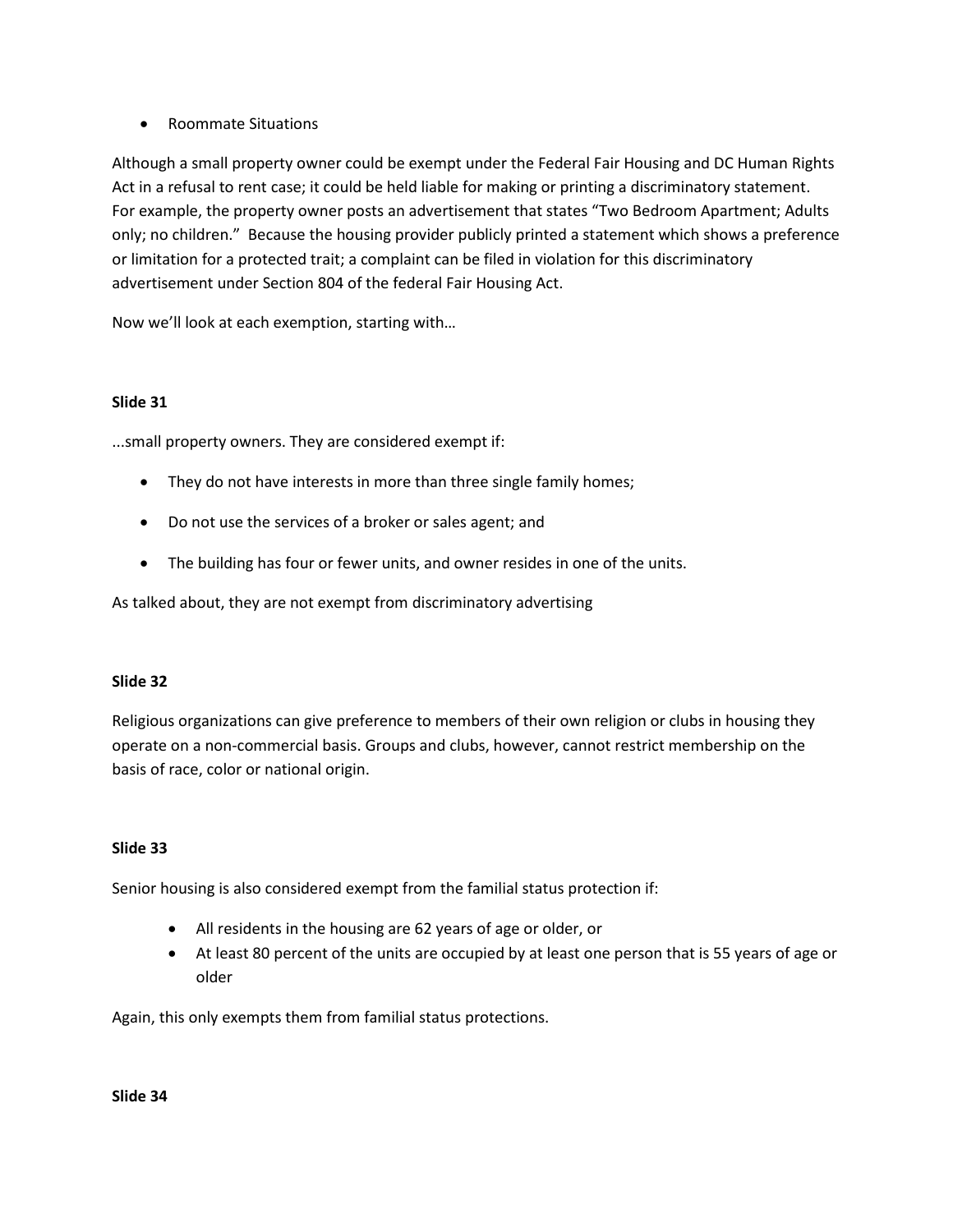- Roommate Situations

Although a small property owner could be exempt under the Federal Fair Housing and DC Human Rights Act in a refusal to rent case; it could be held liable for making or printing a discriminatory statement. For example, the property owner posts an advertisement that states "Two Bedroom Apartment; Adults only; no children." Because the housing provider publicly printed a statement which shows a preference or limitation for a protected trait; a complaint can be filed in violation for this discriminatory advertisement under Section 804 of the federal Fair Housing Act.

Now we'll look at each exemption, starting with…

**Slide 31**

...small property owners. They are considered exempt if:

- They do not have interests in more than three single family homes;
- Do not use the services of a broker or sales agent; and
- The building has four or fewer units, and owner resides in one of the units.

As talked about, they are not exempt from discriminatory advertising

**Slide 32**

Religious organizations can give preference to members of their own religion or clubs in housing they operate on a non-commercial basis. Groups and clubs, however, cannot restrict membership on the basis of race, color or national origin.

**Slide 33**

Senior housing is also considered exempt from the familial status protection if:

- All residents in the housing are 62 years of age or older, or
- At least 80 percent of the units are occupied by at least one person that is 55 years of age or older

Again, this only exempts them from familial status protections.

**Slide 34**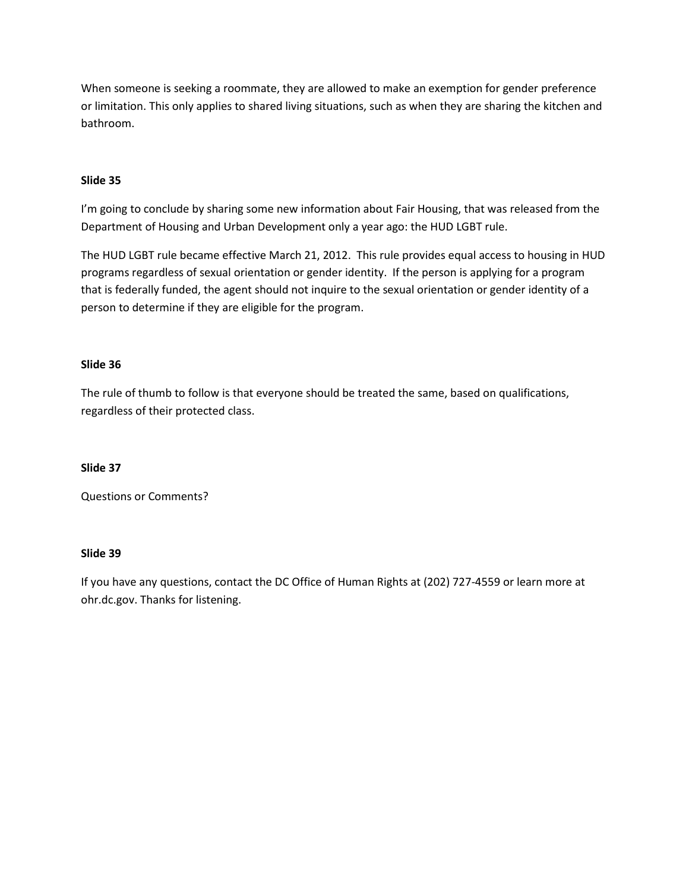When someone is seeking a roommate, they are allowed to make an exemption for gender preference or limitation. This only applies to shared living situations, such as when they are sharing the kitchen and bathroom.

**Slide 35**

I'm going to conclude by sharing some new information about Fair Housing, that was released from the Department of Housing and Urban Development only a year ago: the HUD LGBT rule.

The HUD LGBT rule became effective March 21, 2012. This rule provides equal access to housing in HUD programs regardless of sexual orientation or gender identity. If the person is applying for a program that is federally funded, the agent should not inquire to the sexual orientation or gender identity of a person to determine if they are eligible for the program.

**Slide 36**

The rule of thumb to follow is that everyone should be treated the same, based on qualifications, regardless of their protected class.

**Slide 37**

Questions or Comments?

**Slide 39**

If you have any questions, contact the DC Office of Human Rights at (202) 727-4559 or learn more at ohr.dc.gov. Thanks for listening.